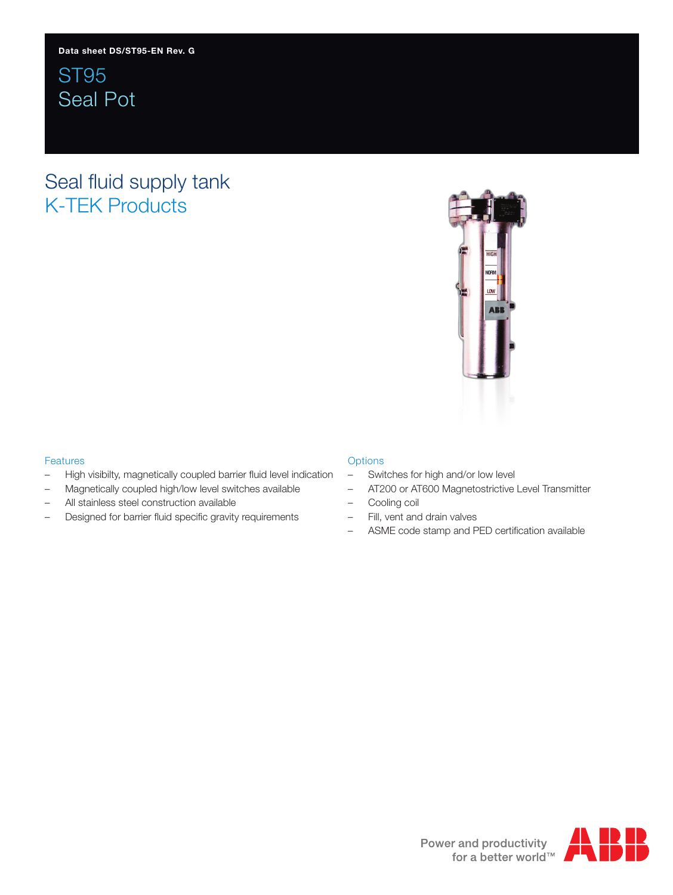Data sheet DS/ST95-EN Rev. G

# ST95
# Seal Pot

## Seal fluid supply tank
## K-TEK Products

### Features
- High visibilty, magnetically coupled barrier fluid level indication
- Magnetically coupled high/low level switches available
- All stainless steel construction available
- Designed for barrier fluid specific gravity requirements

### Options
- Switches for high and/or low level
- AT200 or AT600 Magnetostrictive Level Transmitter
- Cooling coil
- Fill, vent and drain valves
- ASME code stamp and PED certification available

Power and productivity
for a better world™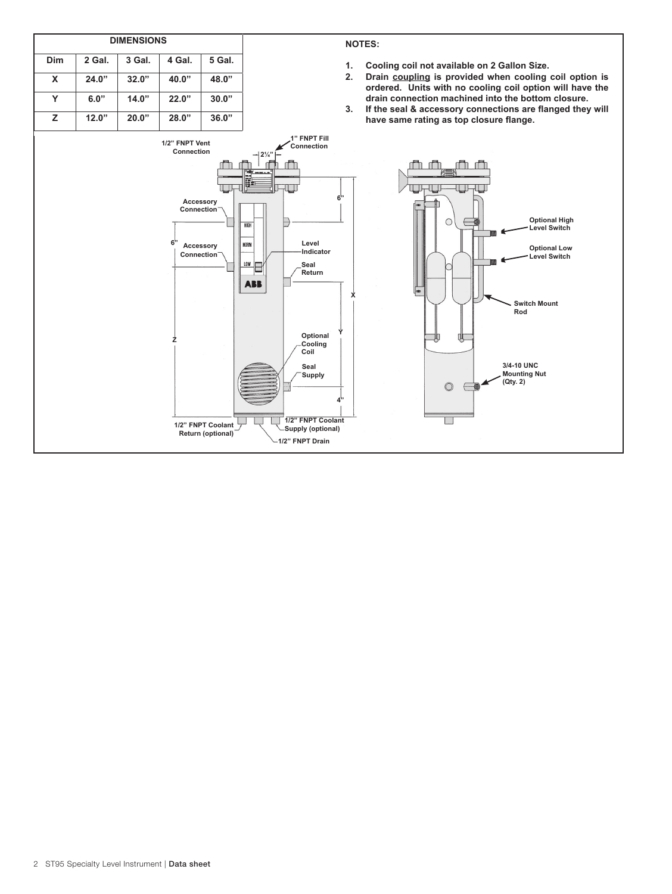| DIMENSIONS | | | | |
|---|---|---|---|---|
| Dim | 2 Gal. | 3 Gal. | 4 Gal. | 5 Gal. |
| X | 24.0" | 32.0" | 40.0" | 48.0" |
| Y | 6.0" | 14.0" | 22.0" | 30.0" |
| Z | 12.0" | 20.0" | 28.0" | 36.0" |

**NOTES:**

1. **Cooling coil not available on 2 Gallon Size.**
2. **Drain coupling is provided when cooling coil option is ordered. Units with no cooling coil option will have the drain connection machined into the bottom closure.**
3. **If the seal & accessory connections are flanged they will have same rating as top closure flange.**

1/2" FNPT Vent Connection

1" FNPT Fill Connection

2¼"

6"

Accessory Connection

6"

Accessory Connection

Level Indicator

Seal Return

X

Y

Z

Optional Cooling Coil

Seal Supply

4"

1/2" FNPT Coolant Return (optional)

1/2" FNPT Coolant Supply (optional)

1/2" FNPT Drain

Optional High Level Switch

Optional Low Level Switch

Switch Mount Rod

3/4-10 UNC Mounting Nut (Qty. 2)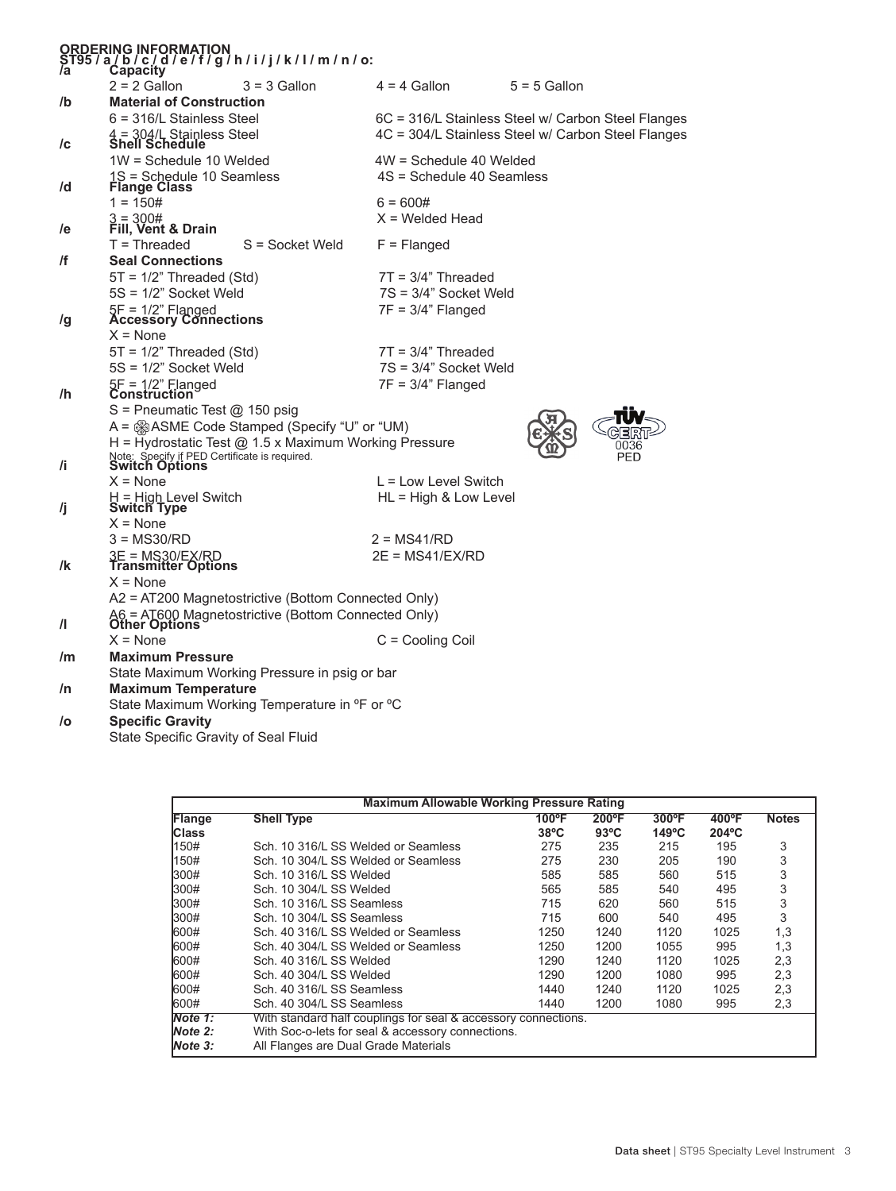## ORDERING INFORMATION

**ST95 / a / b / c / d / e / f / g / h / i / j / k / l / m / n / o:**

**/a Capacity**

2 = 2 Gallon &nbsp;&nbsp; 3 = 3 Gallon &nbsp;&nbsp; 4 = 4 Gallon &nbsp;&nbsp; 5 = 5 Gallon

**/b Material of Construction**

- 6 = 316/L Stainless Steel
- 4 = 304/L Stainless Steel
- 6C = 316/L Stainless Steel w/ Carbon Steel Flanges
- 4C = 304/L Stainless Steel w/ Carbon Steel Flanges

**/c Shell Schedule**

- 1W = Schedule 10 Welded
- 1S = Schedule 10 Seamless
- 4W = Schedule 40 Welded
- 4S = Schedule 40 Seamless

**/d Flange Class**

- 1 = 150#
- 3 = 300#
- 6 = 600#
- X = Welded Head

**/e Fill, Vent & Drain**

T = Threaded &nbsp;&nbsp; S = Socket Weld &nbsp;&nbsp; F = Flanged

**/f Seal Connections**

- 5T = 1/2" Threaded (Std)
- 5S = 1/2" Socket Weld
- 5F = 1/2" Flanged
- 7T = 3/4" Threaded
- 7S = 3/4" Socket Weld
- 7F = 3/4" Flanged

**/g Accessory Connections**

- X = None
- 5T = 1/2" Threaded (Std)
- 5S = 1/2" Socket Weld
- 5F = 1/2" Flanged
- 7T = 3/4" Threaded
- 7S = 3/4" Socket Weld
- 7F = 3/4" Flanged

**/h Construction**

- S = Pneumatic Test @ 150 psig
- A = ASME Code Stamped (Specify "U" or "UM)
- H = Hydrostatic Test @ 1.5 x Maximum Working Pressure

Note: Specify if PED Certificate is required.

TÜV CERT 0036 PED

**/i Switch Options**

- X = None
- H = High Level Switch
- L = Low Level Switch
- HL = High & Low Level

**/j Switch Type**

- X = None
- 3 = MS30/RD
- 3E = MS30/EX/RD
- 2 = MS41/RD
- 2E = MS41/EX/RD

**/k Transmitter Options**

- X = None
- A2 = AT200 Magnetostrictive (Bottom Connected Only)
- A6 = AT600 Magnetostrictive (Bottom Connected Only)

**/l Other Options**

- X = None
- C = Cooling Coil

**/m Maximum Pressure**

State Maximum Working Pressure in psig or bar

**/n Maximum Temperature**

State Maximum Working Temperature in ºF or ºC

**/o Specific Gravity**

State Specific Gravity of Seal Fluid

| Maximum Allowable Working Pressure Rating | | | | | | |
|---|---|---|---|---|---|---|
| **Flange Class** | **Shell Type** | **100ºF 38ºC** | **200ºF 93ºC** | **300ºF 149ºC** | **400ºF 204ºC** | **Notes** |
| 150# | Sch. 10 316/L SS Welded or Seamless | 275 | 235 | 215 | 195 | 3 |
| 150# | Sch. 10 304/L SS Welded or Seamless | 275 | 230 | 205 | 190 | 3 |
| 300# | Sch. 10 316/L SS Welded | 585 | 585 | 560 | 515 | 3 |
| 300# | Sch. 10 304/L SS Welded | 565 | 585 | 540 | 495 | 3 |
| 300# | Sch. 10 316/L SS Seamless | 715 | 620 | 560 | 515 | 3 |
| 300# | Sch. 10 304/L SS Seamless | 715 | 600 | 540 | 495 | 3 |
| 600# | Sch. 40 316/L SS Welded or Seamless | 1250 | 1240 | 1120 | 1025 | 1,3 |
| 600# | Sch. 40 304/L SS Welded or Seamless | 1250 | 1200 | 1055 | 995 | 1,3 |
| 600# | Sch. 40 316/L SS Welded | 1290 | 1240 | 1120 | 1025 | 2,3 |
| 600# | Sch. 40 304/L SS Welded | 1290 | 1200 | 1080 | 995 | 2,3 |
| 600# | Sch. 40 316/L SS Seamless | 1440 | 1240 | 1120 | 1025 | 2,3 |
| 600# | Sch. 40 304/L SS Seamless | 1440 | 1200 | 1080 | 995 | 2,3 |
| *Note 1:* | With standard half couplings for seal & accessory connections. | | | | | |
| *Note 2:* | With Soc-o-lets for seal & accessory connections. | | | | | |
| *Note 3:* | All Flanges are Dual Grade Materials | | | | | |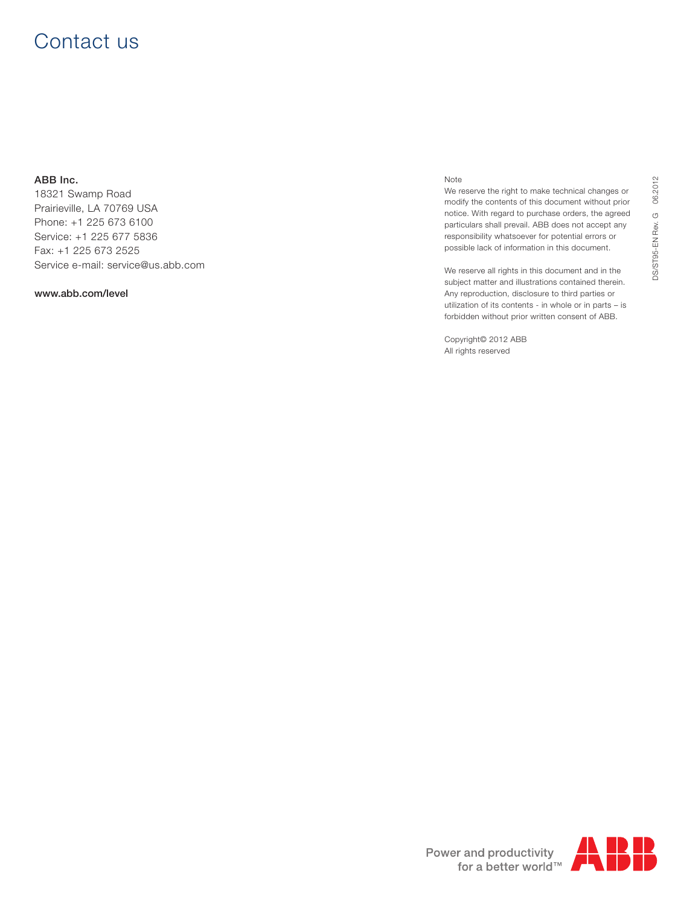# Contact us

**ABB Inc.**
18321 Swamp Road
Prairieville, LA 70769 USA
Phone: +1 225 673 6100
Service: +1 225 677 5836
Fax: +1 225 673 2525
Service e-mail: service@us.abb.com

**www.abb.com/level**

Note
We reserve the right to make technical changes or modify the contents of this document without prior notice. With regard to purchase orders, the agreed particulars shall prevail. ABB does not accept any responsibility whatsoever for potential errors or possible lack of information in this document.

We reserve all rights in this document and in the subject matter and illustrations contained therein. Any reproduction, disclosure to third parties or utilization of its contents - in whole or in parts – is forbidden without prior written consent of ABB.

Copyright© 2012 ABB
All rights reserved

DS/ST95-EN Rev. G 06.2012

Power and productivity
for a better world™